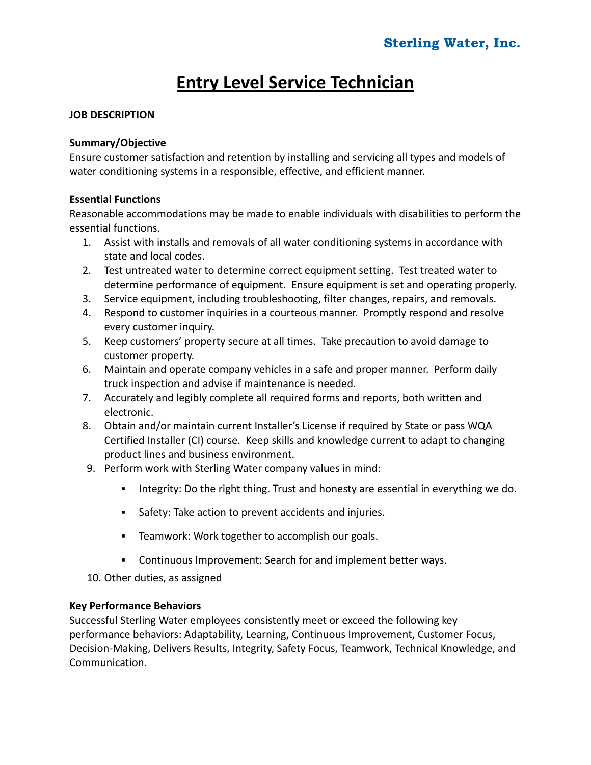**Sterling Water, Inc.**

# Entry Level Service Technician

**JOB DESCRIPTION**

**Summary/Objective**

Ensure customer satisfaction and retention by installing and servicing all types and models of water conditioning systems in a responsible, effective, and efficient manner.

**Essential Functions**

Reasonable accommodations may be made to enable individuals with disabilities to perform the essential functions.

1. Assist with installs and removals of all water conditioning systems in accordance with state and local codes.
2. Test untreated water to determine correct equipment setting. Test treated water to determine performance of equipment. Ensure equipment is set and operating properly.
3. Service equipment, including troubleshooting, filter changes, repairs, and removals.
4. Respond to customer inquiries in a courteous manner. Promptly respond and resolve every customer inquiry.
5. Keep customers' property secure at all times. Take precaution to avoid damage to customer property.
6. Maintain and operate company vehicles in a safe and proper manner. Perform daily truck inspection and advise if maintenance is needed.
7. Accurately and legibly complete all required forms and reports, both written and electronic.
8. Obtain and/or maintain current Installer's License if required by State or pass WQA Certified Installer (CI) course. Keep skills and knowledge current to adapt to changing product lines and business environment.
9. Perform work with Sterling Water company values in mind:
   - Integrity: Do the right thing. Trust and honesty are essential in everything we do.
   - Safety: Take action to prevent accidents and injuries.
   - Teamwork: Work together to accomplish our goals.
   - Continuous Improvement: Search for and implement better ways.
10. Other duties, as assigned

**Key Performance Behaviors**

Successful Sterling Water employees consistently meet or exceed the following key performance behaviors: Adaptability, Learning, Continuous Improvement, Customer Focus, Decision-Making, Delivers Results, Integrity, Safety Focus, Teamwork, Technical Knowledge, and Communication.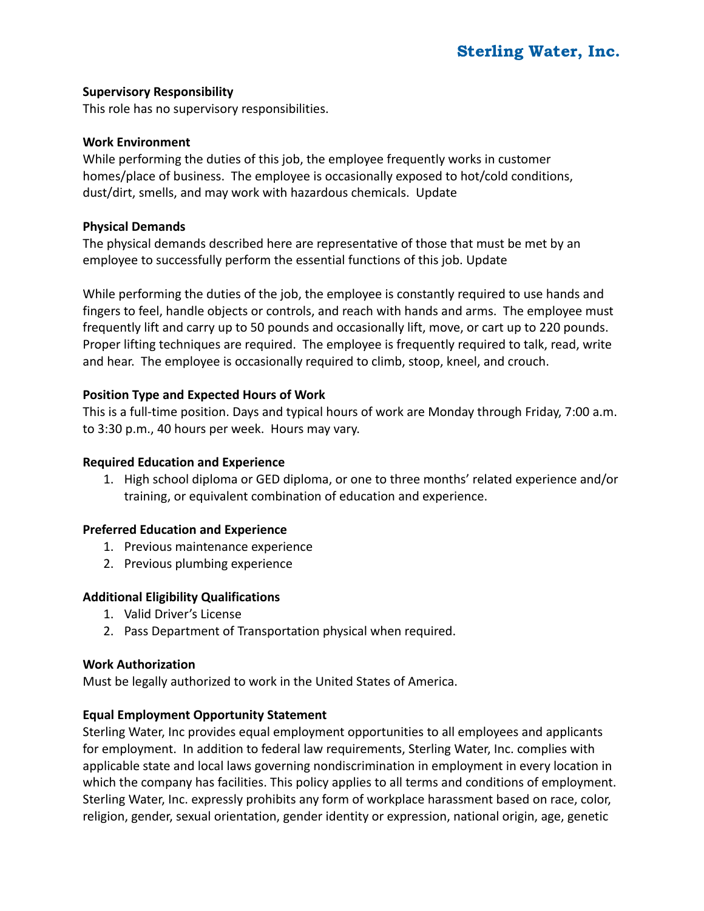**Supervisory Responsibility**
This role has no supervisory responsibilities.

**Work Environment**
While performing the duties of this job, the employee frequently works in customer homes/place of business. The employee is occasionally exposed to hot/cold conditions, dust/dirt, smells, and may work with hazardous chemicals. Update

**Physical Demands**
The physical demands described here are representative of those that must be met by an employee to successfully perform the essential functions of this job. Update

While performing the duties of the job, the employee is constantly required to use hands and fingers to feel, handle objects or controls, and reach with hands and arms. The employee must frequently lift and carry up to 50 pounds and occasionally lift, move, or cart up to 220 pounds. Proper lifting techniques are required. The employee is frequently required to talk, read, write and hear. The employee is occasionally required to climb, stoop, kneel, and crouch.

**Position Type and Expected Hours of Work**
This is a full-time position. Days and typical hours of work are Monday through Friday, 7:00 a.m. to 3:30 p.m., 40 hours per week. Hours may vary.

**Required Education and Experience**

1. High school diploma or GED diploma, or one to three months' related experience and/or training, or equivalent combination of education and experience.

**Preferred Education and Experience**

1. Previous maintenance experience
2. Previous plumbing experience

**Additional Eligibility Qualifications**

1. Valid Driver's License
2. Pass Department of Transportation physical when required.

**Work Authorization**
Must be legally authorized to work in the United States of America.

**Equal Employment Opportunity Statement**
Sterling Water, Inc provides equal employment opportunities to all employees and applicants for employment. In addition to federal law requirements, Sterling Water, Inc. complies with applicable state and local laws governing nondiscrimination in employment in every location in which the company has facilities. This policy applies to all terms and conditions of employment. Sterling Water, Inc. expressly prohibits any form of workplace harassment based on race, color, religion, gender, sexual orientation, gender identity or expression, national origin, age, genetic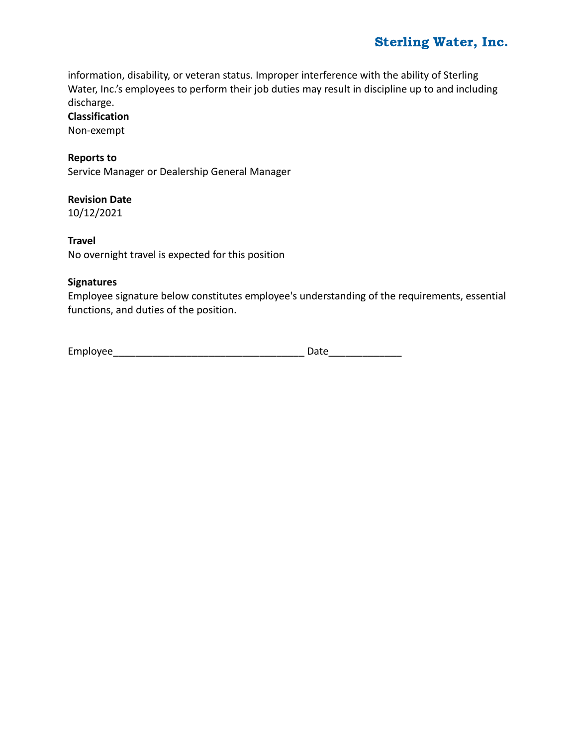information, disability, or veteran status. Improper interference with the ability of Sterling Water, Inc.'s employees to perform their job duties may result in discipline up to and including discharge.

**Classification**

Non-exempt

**Reports to**

Service Manager or Dealership General Manager

**Revision Date**

10/12/2021

**Travel**

No overnight travel is expected for this position

**Signatures**

Employee signature below constitutes employee's understanding of the requirements, essential functions, and duties of the position.

Employee__________________________________ Date_____________